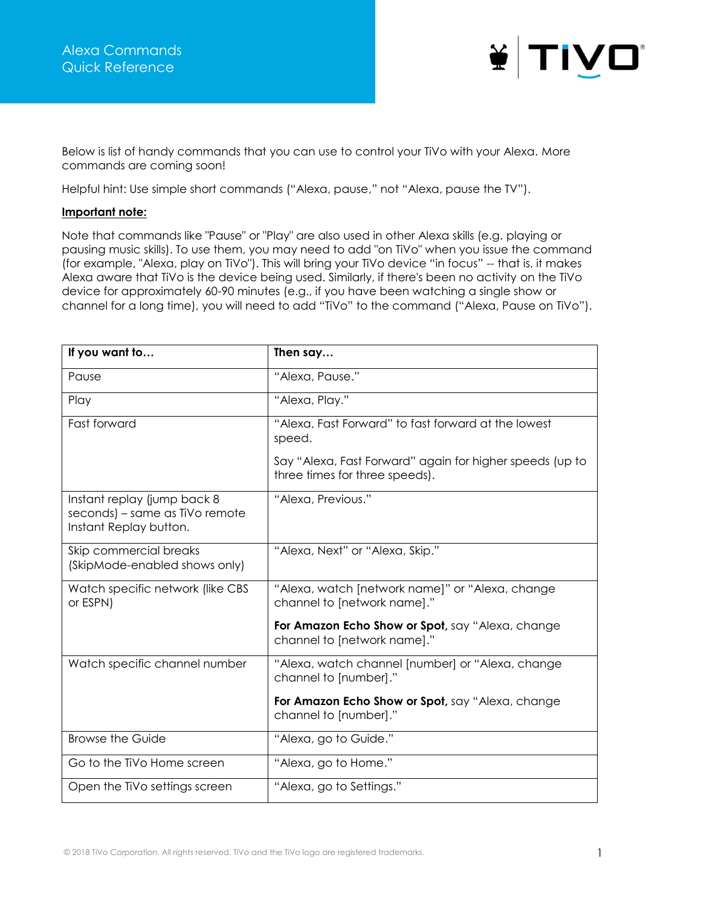# Alexa Commands Quick Reference

TiVo

Below is list of handy commands that you can use to control your TiVo with your Alexa. More commands are coming soon!

Helpful hint: Use simple short commands ("Alexa, pause," not "Alexa, pause the TV").

**Important note:**

Note that commands like "Pause" or "Play" are also used in other Alexa skills (e.g. playing or pausing music skills). To use them, you may need to add "on TiVo" when you issue the command (for example, "Alexa, play on TiVo"). This will bring your TiVo device "in focus" -- that is, it makes Alexa aware that TiVo is the device being used. Similarly, if there's been no activity on the TiVo device for approximately 60-90 minutes (e.g., if you have been watching a single show or channel for a long time), you will need to add "TiVo" to the command ("Alexa, Pause on TiVo").

| If you want to… | Then say… |
|---|---|
| Pause | "Alexa, Pause." |
| Play | "Alexa, Play." |
| Fast forward | "Alexa, Fast Forward" to fast forward at the lowest speed.<br><br>Say "Alexa, Fast Forward" again for higher speeds (up to three times for three speeds). |
| Instant replay (jump back 8 seconds) – same as TiVo remote Instant Replay button. | "Alexa, Previous." |
| Skip commercial breaks (SkipMode-enabled shows only) | "Alexa, Next" or "Alexa, Skip." |
| Watch specific network (like CBS or ESPN) | "Alexa, watch [network name]" or "Alexa, change channel to [network name]."<br><br>**For Amazon Echo Show or Spot,** say "Alexa, change channel to [network name]." |
| Watch specific channel number | "Alexa, watch channel [number] or "Alexa, change channel to [number]."<br><br>**For Amazon Echo Show or Spot,** say "Alexa, change channel to [number]." |
| Browse the Guide | "Alexa, go to Guide." |
| Go to the TiVo Home screen | "Alexa, go to Home." |
| Open the TiVo settings screen | "Alexa, go to Settings." |

© 2018 TiVo Corporation. All rights reserved. TiVo and the TiVo logo are registered trademarks.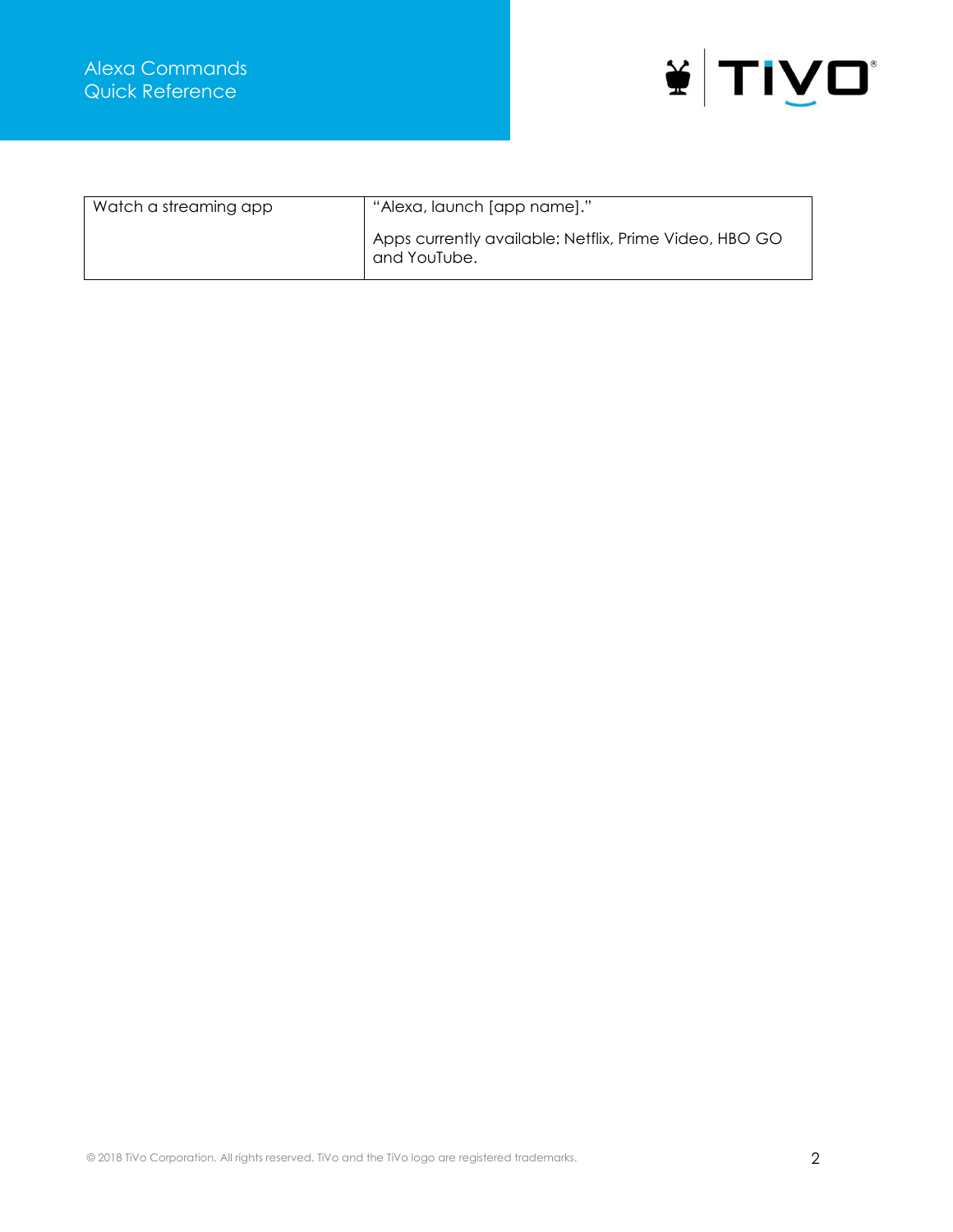| | |
|---|---|
| Watch a streaming app | "Alexa, launch [app name]."<br><br>Apps currently available: Netflix, Prime Video, HBO GO and YouTube. |

© 2018 TiVo Corporation. All rights reserved. TiVo and the TiVo logo are registered trademarks.